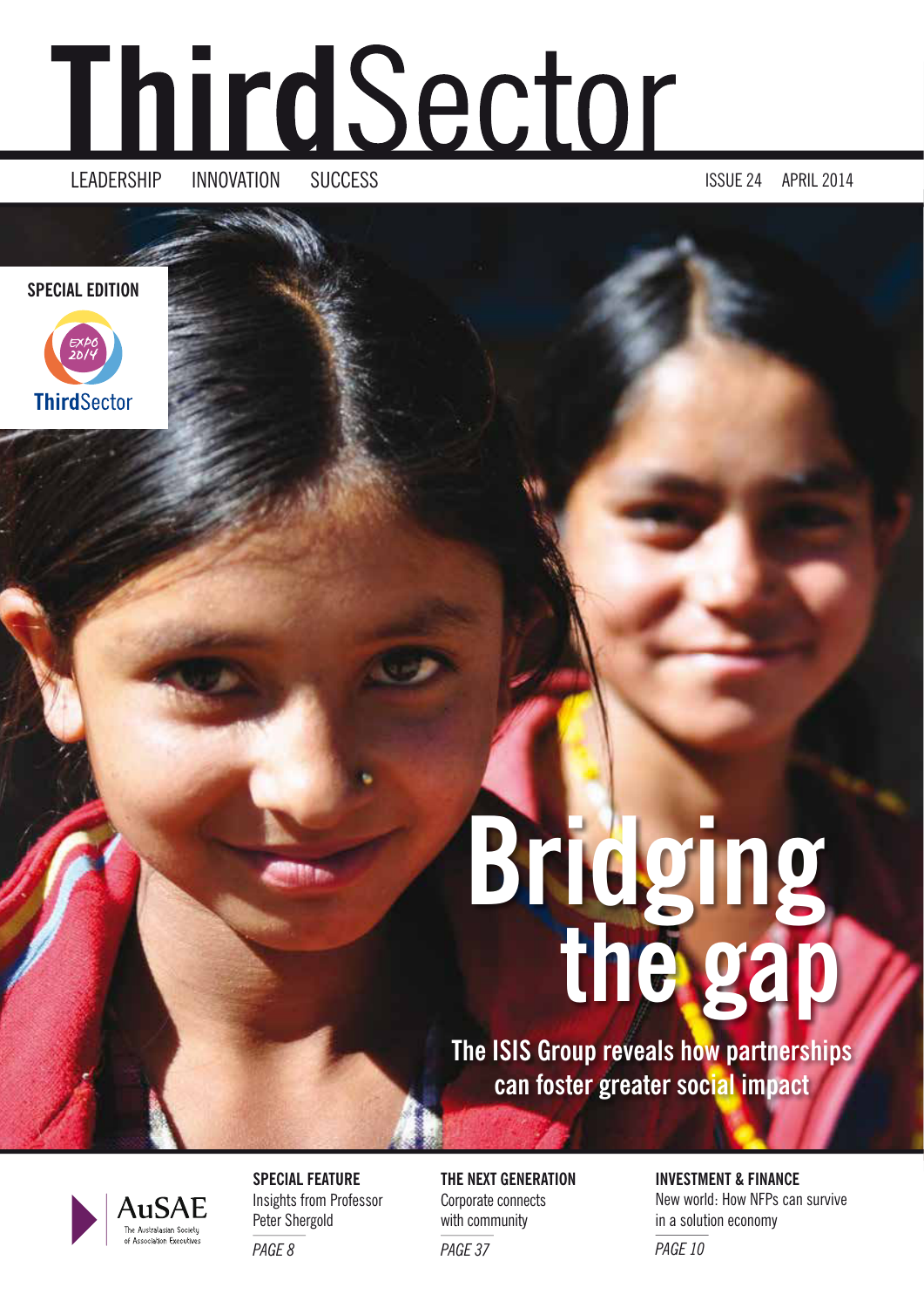# ThirdSector

LEADERSHIP INNOVATION SUCCESS

ISSUE 24 APRIL 2014

**SPECIAL EDITION**

EXPO 2014 ThirdSector

# Bridging the gap

**The ISIS Group reveals how partnerships can foster greater social impact**

AuSAE The Australasian Society of Association Executives

**SPECIAL FEATURE**
Insights from Professor Peter Shergold
*PAGE 8*

**THE NEXT GENERATION**
Corporate connects with community
*PAGE 37*

**INVESTMENT & FINANCE**
New world: How NFPs can survive in a solution economy
*PAGE 10*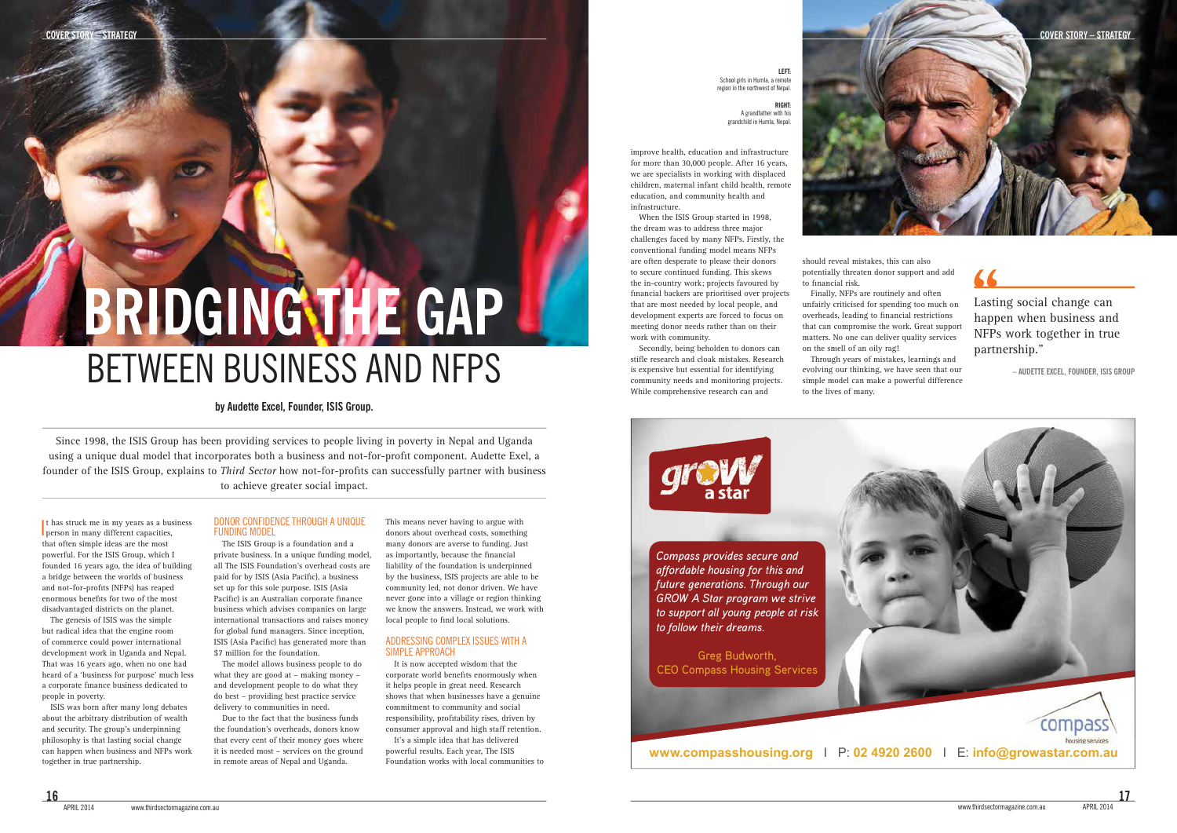# BRIDGING THE GAP BETWEEN BUSINESS AND NFPS

**by Audette Excel, Founder, ISIS Group.**

Since 1998, the ISIS Group has been providing services to people living in poverty in Nepal and Uganda using a unique dual model that incorporates both a business and not-for-profit component. Audette Exel, a founder of the ISIS Group, explains to *Third Sector* how not-for-profits can successfully partner with business to achieve greater social impact.

It has struck me in my years as a business person in many different capacities, that often simple ideas are the most powerful. For the ISIS Group, which I founded 16 years ago, the idea of building a bridge between the worlds of business and not-for-profits (NFPs) has reaped enormous benefits for two of the most disadvantaged districts on the planet.

The genesis of ISIS was the simple but radical idea that the engine room of commerce could power international development work in Uganda and Nepal. That was 16 years ago, when no one had heard of a 'business for purpose' much less a corporate finance business dedicated to people in poverty.

ISIS was born after many long debates about the arbitrary distribution of wealth and security. The group's underpinning philosophy is that lasting social change can happen when business and NFPs work together in true partnership.

## DONOR CONFIDENCE THROUGH A UNIQUE FUNDING MODEL

The ISIS Group is a foundation and a private business. In a unique funding model, all The ISIS Foundation's overhead costs are paid for by ISIS (Asia Pacific), a business set up for this sole purpose. ISIS (Asia Pacific) is an Australian corporate finance business which advises companies on large international transactions and raises money for global fund managers. Since inception, ISIS (Asia Pacific) has generated more than $7 million for the foundation.

The model allows business people to do what they are good at – making money – and development people to do what they do best – providing best practice service delivery to communities in need.

Due to the fact that the business funds the foundation's overheads, donors know that every cent of their money goes where it is needed most – services on the ground in remote areas of Nepal and Uganda.

This means never having to argue with donors about overhead costs, something many donors are averse to funding. Just as importantly, because the financial liability of the foundation is underpinned by the business, ISIS projects are able to be community led, not donor driven. We have never gone into a village or region thinking we know the answers. Instead, we work with local people to find local solutions.

## ADDRESSING COMPLEX ISSUES WITH A SIMPLE APPROACH

It is now accepted wisdom that the corporate world benefits enormously when it helps people in great need. Research shows that when businesses have a genuine commitment to community and social responsibility, profitability rises, driven by consumer approval and high staff retention.

It's a simple idea that has delivered powerful results. Each year, The ISIS Foundation works with local communities to improve health, education and infrastructure for more than 30,000 people. After 16 years, we are specialists in working with displaced children, maternal infant child health, remote education, and community health and infrastructure.

When the ISIS Group started in 1998, the dream was to address three major challenges faced by many NFPs. Firstly, the conventional funding model means NFPs are often desperate to please their donors to secure continued funding. This skews the in-country work; projects favoured by financial backers are prioritised over projects that are most needed by local people, and development experts are forced to focus on meeting donor needs rather than on their work with community.

Secondly, being beholden to donors can stifle research and cloak mistakes. Research is expensive but essential for identifying community needs and monitoring projects. While comprehensive research can and should reveal mistakes, this can also potentially threaten donor support and add to financial risk.

Finally, NFPs are routinely and often unfairly criticised for spending too much on overheads, leading to financial restrictions that can compromise the work. Great support matters. No one can deliver quality services on the smell of an oily rag!

Through years of mistakes, learnings and evolving our thinking, we have seen that our simple model can make a powerful difference to the lives of many.

> "Lasting social change can happen when business and NFPs work together in true partnership."
>
> – AUDETTE EXCEL, FOUNDER, ISIS GROUP

**LEFT:** School girls in Humla, a remote region in the northwest of Nepal.

**RIGHT:** A grandfather with his grandchild in Humla, Nepal.

grow a star

*Compass provides secure and affordable housing for this and future generations. Through our GROW A Star program we strive to support all young people at risk to follow their dreams.*

Greg Budworth,
CEO Compass Housing Services

compass housing services

www.compasshousing.org | P: 02 4920 2600 | E: info@growastar.com.au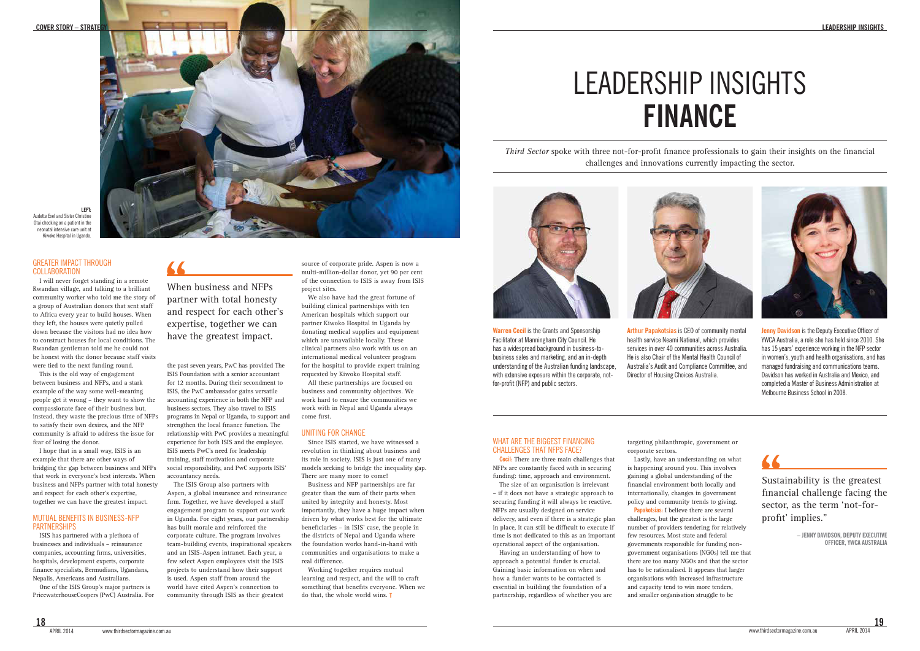LEFT:
Audette Exel and Sister Christine Otai checking on a patient in the neonatal intensive care unit at Kiwoko Hospital in Uganda.

## GREATER IMPACT THROUGH COLLABORATION

I will never forget standing in a remote Rwandan village, and talking to a brilliant community worker who told me the story of a group of Australian donors that sent staff to Africa every year to build houses. When they left, the houses were quietly pulled down because the visitors had no idea how to construct houses for local conditions. The Rwandan gentleman told me he could not be honest with the donor because staff visits were tied to the next funding round.

This is the old way of engagement between business and NFPs, and a stark example of the way some well-meaning people get it wrong – they want to show the compassionate face of their business but, instead, they waste the precious time of NFPs to satisfy their own desires, and the NFP community is afraid to address the issue for fear of losing the donor.

I hope that in a small way, ISIS is an example that there are other ways of bridging the gap between business and NFPs that work in everyone's best interests. When business and NFPs partner with total honesty and respect for each other's expertise, together we can have the greatest impact.

> When business and NFPs partner with total honesty and respect for each other's expertise, together we can have the greatest impact.

## MUTUAL BENEFITS IN BUSINESS-NFP PARTNERSHIPS

ISIS has partnered with a plethora of businesses and individuals – reinsurance companies, accounting firms, universities, hospitals, development experts, corporate finance specialists, Bermudians, Ugandans, Nepalis, Americans and Australians.

One of the ISIS Group's major partners is PricewaterhouseCoopers (PwC) Australia. For the past seven years, PwC has provided The ISIS Foundation with a senior accountant for 12 months. During their secondment to ISIS, the PwC ambassador gains versatile accounting experience in both the NFP and business sectors. They also travel to ISIS programs in Nepal or Uganda, to support and strengthen the local finance function. The relationship with PwC provides a meaningful experience for both ISIS and the employee. ISIS meets PwC's need for leadership training, staff motivation and corporate social responsibility, and PwC supports ISIS' accountancy needs.

The ISIS Group also partners with Aspen, a global insurance and reinsurance firm. Together, we have developed a staff engagement program to support our work in Uganda. For eight years, our partnership has built morale and reinforced the corporate culture. The program involves team-building events, inspirational speakers and an ISIS-Aspen intranet. Each year, a few select Aspen employees visit the ISIS projects to understand how their support is used. Aspen staff from around the world have cited Aspen's connection to community through ISIS as their greatest source of corporate pride. Aspen is now a multi-million-dollar donor, yet 90 per cent of the connection to ISIS is away from ISIS project sites.

We also have had the great fortune of building clinical partnerships with ten American hospitals which support our partner Kiwoko Hospital in Uganda by donating medical supplies and equipment which are unavailable locally. These clinical partners also work with us on an international medical volunteer program for the hospital to provide expert training requested by Kiwoko Hospital staff.

All these partnerships are focused on business and community objectives. We work hard to ensure the communities we work with in Nepal and Uganda always come first.

## UNITING FOR CHANGE

Since ISIS started, we have witnessed a revolution in thinking about business and its role in society. ISIS is just one of many models seeking to bridge the inequality gap. There are many more to come!

Business and NFP partnerships are far greater than the sum of their parts when united by integrity and honesty. Most importantly, they have a huge impact when driven by what works best for the ultimate beneficiaries – in ISIS' case, the people in the districts of Nepal and Uganda where the foundation works hand-in-hand with communities and organisations to make a real difference.

Working together requires mutual learning and respect, and the will to craft something that benefits everyone. When we do that, the whole world wins.

# LEADERSHIP INSIGHTS **FINANCE**

*Third Sector* spoke with three not-for-profit finance professionals to gain their insights on the financial challenges and innovations currently impacting the sector.

**Warren Cecil** is the Grants and Sponsorship Facilitator at Manningham City Council. He has a widespread background in business-to-business sales and marketing, and an in-depth understanding of the Australian funding landscape, with extensive exposure within the corporate, not-for-profit (NFP) and public sectors.

**Arthur Papakotsias** is CEO of community mental health service Neami National, which provides services in over 40 communities across Australia. He is also Chair of the Mental Health Council of Australia's Audit and Compliance Committee, and Director of Housing Choices Australia.

**Jenny Davidson** is the Deputy Executive Officer of YWCA Australia, a role she has held since 2010. She has 15 years' experience working in the NFP sector in women's, youth and health organisations, and has managed fundraising and communications teams. Davidson has worked in Australia and Mexico, and completed a Master of Business Administration at Melbourne Business School in 2008.

## WHAT ARE THE BIGGEST FINANCING CHALLENGES THAT NFPS FACE?

**Cecil:** There are three main challenges that NFPs are constantly faced with in securing funding: time, approach and environment.

The size of an organisation is irrelevant – if it does not have a strategic approach to securing funding it will always be reactive. NFPs are usually designed on service delivery, and even if there is a strategic plan in place, it can still be difficult to execute if time is not dedicated to this as an important operational aspect of the organisation.

Having an understanding of how to approach a potential funder is crucial. Gaining basic information on when and how a funder wants to be contacted is essential in building the foundation of a partnership, regardless of whether you are targeting philanthropic, government or corporate sectors.

Lastly, have an understanding on what is happening around you. This involves gaining a global understanding of the financial environment both locally and internationally, changes in government policy and community trends to giving.

**Papakotsias:** I believe there are several challenges, but the greatest is the large number of providers tendering for relatively few resources. Most state and federal governments responsible for funding non-government organisations (NGOs) tell me that there are too many NGOs and that the sector has to be rationalised. It appears that larger organisations with increased infrastructure and capacity tend to win more tenders, and smaller organisation struggle to be

> Sustainability is the greatest financial challenge facing the sector, as the term 'not-for-profit' implies."
>
> – JENNY DAVIDSON, DEPUTY EXECUTIVE OFFICER, YWCA AUSTRALIA